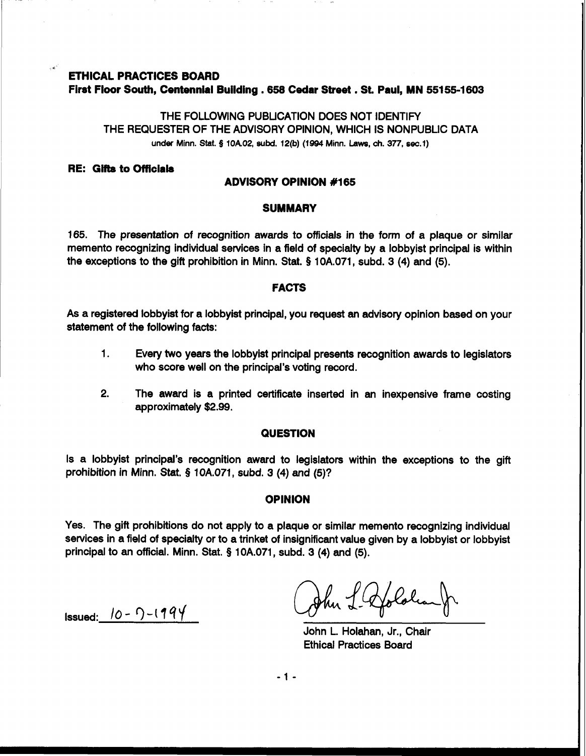**ETHICAL PRACTICES BOARD**
**First Floor South, Centennial Building . 658 Cedar Street . St. Paul, MN 55155-1603**

THE FOLLOWING PUBLICATION DOES NOT IDENTIFY
THE REQUESTER OF THE ADVISORY OPINION, WHICH IS NONPUBLIC DATA
under Minn. Stat. § 10A.02, subd. 12(b) (1994 Minn. Laws, ch. 377, sec.1)

**RE: Gifts to Officials**

## ADVISORY OPINION #165

### SUMMARY

165. The presentation of recognition awards to officials in the form of a plaque or similar memento recognizing individual services in a field of specialty by a lobbyist principal is within the exceptions to the gift prohibition in Minn. Stat. § 10A.071, subd. 3 (4) and (5).

### FACTS

As a registered lobbyist for a lobbyist principal, you request an advisory opinion based on your statement of the following facts:

1. Every two years the lobbyist principal presents recognition awards to legislators who score well on the principal's voting record.

2. The award is a printed certificate inserted in an inexpensive frame costing approximately $2.99.

### QUESTION

Is a lobbyist principal's recognition award to legislators within the exceptions to the gift prohibition in Minn. Stat. § 10A.071, subd. 3 (4) and (5)?

### OPINION

Yes. The gift prohibitions do not apply to a plaque or similar memento recognizing individual services in a field of specialty or to a trinket of insignificant value given by a lobbyist or lobbyist principal to an official. Minn. Stat. § 10A.071, subd. 3 (4) and (5).

Issued: 10-7-1994

John L. Holahan, Jr., Chair
Ethical Practices Board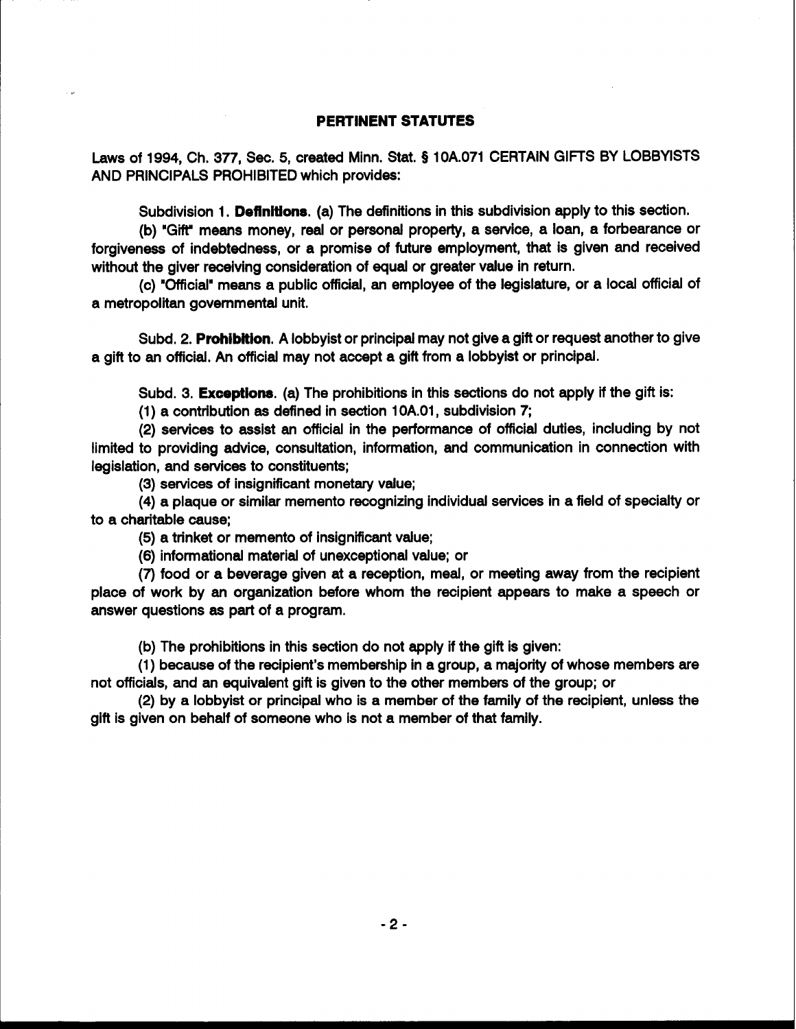## PERTINENT STATUTES

Laws of 1994, Ch. 377, Sec. 5, created Minn. Stat. § 10A.071 CERTAIN GIFTS BY LOBBYISTS AND PRINCIPALS PROHIBITED which provides:

Subdivision 1. **Definitions**. (a) The definitions in this subdivision apply to this section.

(b) "Gift" means money, real or personal property, a service, a loan, a forbearance or forgiveness of indebtedness, or a promise of future employment, that is given and received without the giver receiving consideration of equal or greater value in return.

(c) "Official" means a public official, an employee of the legislature, or a local official of a metropolitan governmental unit.

Subd. 2. **Prohibition**. A lobbyist or principal may not give a gift or request another to give a gift to an official. An official may not accept a gift from a lobbyist or principal.

Subd. 3. **Exceptions**. (a) The prohibitions in this sections do not apply if the gift is:

(1) a contribution as defined in section 10A.01, subdivision 7;

(2) services to assist an official in the performance of official duties, including by not limited to providing advice, consultation, information, and communication in connection with legislation, and services to constituents;

(3) services of insignificant monetary value;

(4) a plaque or similar memento recognizing individual services in a field of specialty or to a charitable cause;

(5) a trinket or memento of insignificant value;

(6) informational material of unexceptional value; or

(7) food or a beverage given at a reception, meal, or meeting away from the recipient place of work by an organization before whom the recipient appears to make a speech or answer questions as part of a program.

(b) The prohibitions in this section do not apply if the gift is given:

(1) because of the recipient's membership in a group, a majority of whose members are not officials, and an equivalent gift is given to the other members of the group; or

(2) by a lobbyist or principal who is a member of the family of the recipient, unless the gift is given on behalf of someone who is not a member of that family.